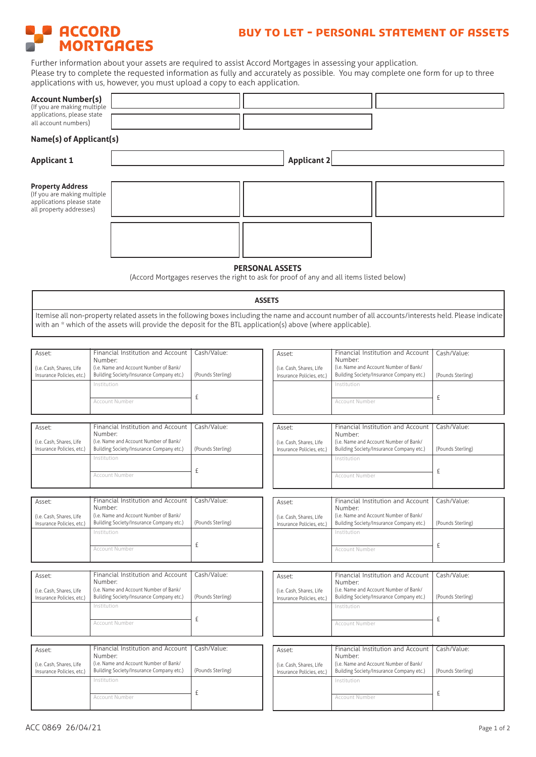# ACCORD MORTGAGES

## BUY TO LET - PERSONAL STATEMENT OF ASSETS

Further information about your assets are required to assist Accord Mortgages in assessing your application.
Please try to complete the requested information as fully and accurately as possible. You may complete one form for up to three applications with us, however, you must upload a copy to each application.

**Account Number(s)**
(If you are making multiple applications, please state all account numbers)

| | | |
|---|---|---|
| | | |
| | | |

**Name(s) of Applicant(s)**

| **Applicant 1** | | **Applicant 2** | |
|---|---|---|---|

**Property Address**
(If you are making multiple applications please state all property addresses)

| | | |
|---|---|---|
| | | |
| | | |

**PERSONAL ASSETS**

(Accord Mortgages reserves the right to ask for proof of any and all items listed below)

**ASSETS**

Itemise all non-property related assets in the following boxes including the name and account number of all accounts/interests held. Please indicate with an * which of the assets will provide the deposit for the BTL application(s) above (where applicable).

| Asset: (i.e. Cash, Shares, Life Insurance Policies, etc.) | Financial Institution and Account Number: (i.e. Name and Account Number of Bank/ Building Society/Insurance Company etc.) | Cash/Value: (Pounds Sterling) |
|---|---|---|
| | Institution<br>Account Number | £ |
| | Institution<br>Account Number | £ |
| | Institution<br>Account Number | £ |
| | Institution<br>Account Number | £ |
| | Institution<br>Account Number | £ |
| | Institution<br>Account Number | £ |
| | Institution<br>Account Number | £ |
| | Institution<br>Account Number | £ |
| | Institution<br>Account Number | £ |
| | Institution<br>Account Number | £ |

ACC 0869 26/04/21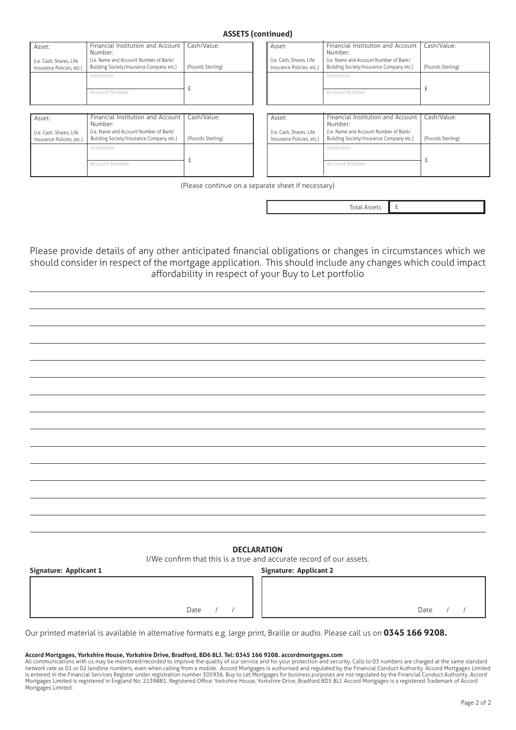## ASSETS (continued)

| Asset: (i.e. Cash, Shares, Life Insurance Policies, etc.) | Financial Institution and Account Number: (i.e. Name and Account Number of Bank/ Building Society/Insurance Company etc.) | Cash/Value: (Pounds Sterling) |
|---|---|---|
| | Institution | £ |
| | Account Number | |

| Asset: (i.e. Cash, Shares, Life Insurance Policies, etc.) | Financial Institution and Account Number: (i.e. Name and Account Number of Bank/ Building Society/Insurance Company etc.) | Cash/Value: (Pounds Sterling) |
|---|---|---|
| | Institution | £ |
| | Account Number | |

| Asset: (i.e. Cash, Shares, Life Insurance Policies, etc.) | Financial Institution and Account Number: (i.e. Name and Account Number of Bank/ Building Society/Insurance Company etc.) | Cash/Value: (Pounds Sterling) |
|---|---|---|
| | Institution | £ |
| | Account Number | |

| Asset: (i.e. Cash, Shares, Life Insurance Policies, etc.) | Financial Institution and Account Number: (i.e. Name and Account Number of Bank/ Building Society/Insurance Company etc.) | Cash/Value: (Pounds Sterling) |
|---|---|---|
| | Institution | £ |
| | Account Number | |

(Please continue on a separate sheet if necessary)

| Total Assets | £ |
|---|---|

Please provide details of any other anticipated financial obligations or changes in circumstances which we should consider in respect of the mortgage application. This should include any changes which could impact affordability in respect of your Buy to Let portfolio

**DECLARATION**

I/We confirm that this is a true and accurate record of our assets.

| Signature: Applicant 1 | Signature: Applicant 2 |
|---|---|
| Date / / | Date / / |

Our printed material is available in alternative formats e.g. large print, Braille or audio. Please call us on **0345 166 9208.**

**Accord Mortgages, Yorkshire House, Yorkshire Drive, Bradford, BD6 8LJ. Tel: 0345 166 9208. accordmortgages.com**

All communications with us may be monitored/recorded to improve the quality of our service and for your protection and security. Calls to 03 numbers are charged at the same standard network rate as 01 or 02 landline numbers, even when calling from a mobile. Accord Mortgages is authorised and regulated by the Financial Conduct Authority. Accord Mortgages Limited is entered in the Financial Services Register under registration number 305936. Buy to Let Mortgages for business purposes are not regulated by the Financial Conduct Authority. Accord Mortgages Limited is registered in England No: 2139881. Registered Office: Yorkshire House, Yorkshire Drive, Bradford BD5 8LJ. Accord Mortgages is a registered Trademark of Accord Mortgages Limited.